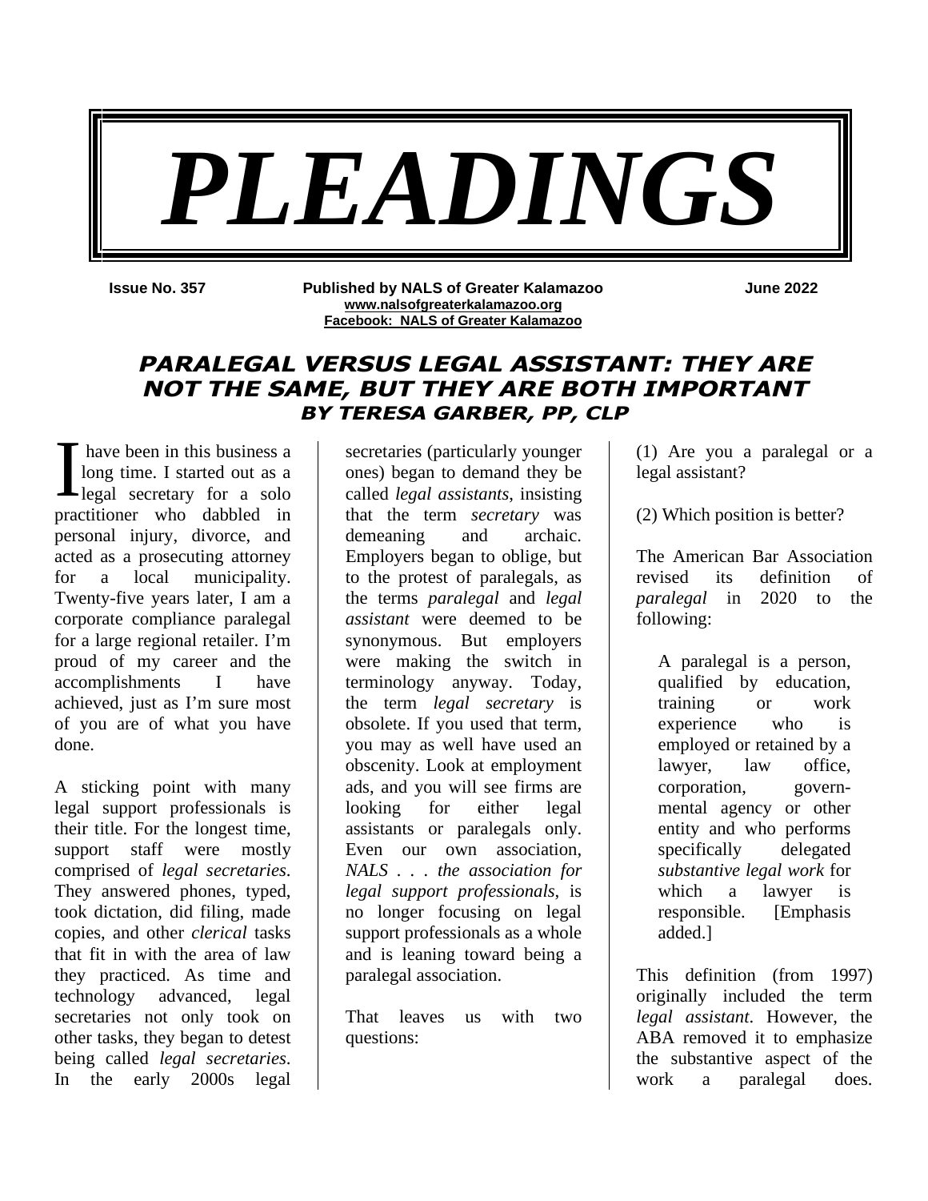# *PLEADINGS*

**Issue No. 357** **Published by NALS of Greater Kalamazoo** **June 2022**

**www.nalsofgreaterkalamazoo.org**
**Facebook: NALS of Greater Kalamazoo**

## *PARALEGAL VERSUS LEGAL ASSISTANT: THEY ARE NOT THE SAME, BUT THEY ARE BOTH IMPORTANT*

### *BY TERESA GARBER, PP, CLP*

I have been in this business a long time. I started out as a legal secretary for a solo practitioner who dabbled in personal injury, divorce, and acted as a prosecuting attorney for a local municipality. Twenty-five years later, I am a corporate compliance paralegal for a large regional retailer. I'm proud of my career and the accomplishments I have achieved, just as I'm sure most of you are of what you have done.

A sticking point with many legal support professionals is their title. For the longest time, support staff were mostly comprised of *legal secretaries*. They answered phones, typed, took dictation, did filing, made copies, and other *clerical* tasks that fit in with the area of law they practiced. As time and technology advanced, legal secretaries not only took on other tasks, they began to detest being called *legal secretaries*. In the early 2000s legal secretaries (particularly younger ones) began to demand they be called *legal assistants*, insisting that the term *secretary* was demeaning and archaic. Employers began to oblige, but to the protest of paralegals, as the terms *paralegal* and *legal assistant* were deemed to be synonymous. But employers were making the switch in terminology anyway. Today, the term *legal secretary* is obsolete. If you used that term, you may as well have used an obscenity. Look at employment ads, and you will see firms are looking for either legal assistants or paralegals only. Even our own association, *NALS . . . the association for legal support professionals*, is no longer focusing on legal support professionals as a whole and is leaning toward being a paralegal association.

That leaves us with two questions:

(1) Are you a paralegal or a legal assistant?

(2) Which position is better?

The American Bar Association revised its definition of *paralegal* in 2020 to the following:

> A paralegal is a person, qualified by education, training or work experience who is employed or retained by a lawyer, law office, corporation, governmental agency or other entity and who performs specifically delegated *substantive legal work* for which a lawyer is responsible. [Emphasis added.]

This definition (from 1997) originally included the term *legal assistant*. However, the ABA removed it to emphasize the substantive aspect of the work a paralegal does.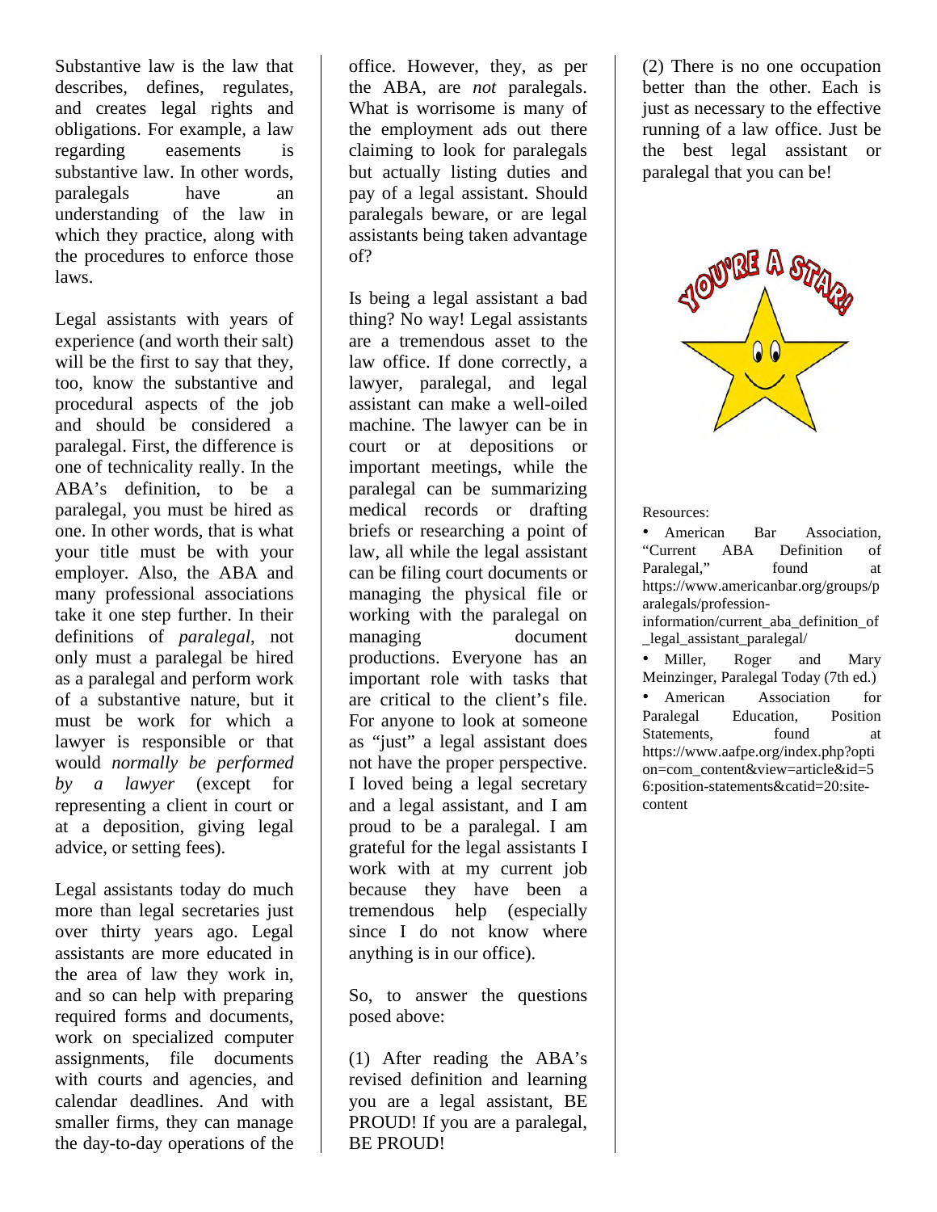Substantive law is the law that describes, defines, regulates, and creates legal rights and obligations. For example, a law regarding easements is substantive law. In other words, paralegals have an understanding of the law in which they practice, along with the procedures to enforce those laws.

Legal assistants with years of experience (and worth their salt) will be the first to say that they, too, know the substantive and procedural aspects of the job and should be considered a paralegal. First, the difference is one of technicality really. In the ABA's definition, to be a paralegal, you must be hired as one. In other words, that is what your title must be with your employer. Also, the ABA and many professional associations take it one step further. In their definitions of *paralegal*, not only must a paralegal be hired as a paralegal and perform work of a substantive nature, but it must be work for which a lawyer is responsible or that would *normally be performed by a lawyer* (except for representing a client in court or at a deposition, giving legal advice, or setting fees).

Legal assistants today do much more than legal secretaries just over thirty years ago. Legal assistants are more educated in the area of law they work in, and so can help with preparing required forms and documents, work on specialized computer assignments, file documents with courts and agencies, and calendar deadlines. And with smaller firms, they can manage the day-to-day operations of the office. However, they, as per the ABA, are *not* paralegals. What is worrisome is many of the employment ads out there claiming to look for paralegals but actually listing duties and pay of a legal assistant. Should paralegals beware, or are legal assistants being taken advantage of?

Is being a legal assistant a bad thing? No way! Legal assistants are a tremendous asset to the law office. If done correctly, a lawyer, paralegal, and legal assistant can make a well-oiled machine. The lawyer can be in court or at depositions or important meetings, while the paralegal can be summarizing medical records or drafting briefs or researching a point of law, all while the legal assistant can be filing court documents or managing the physical file or working with the paralegal on managing document productions. Everyone has an important role with tasks that are critical to the client's file. For anyone to look at someone as "just" a legal assistant does not have the proper perspective. I loved being a legal secretary and a legal assistant, and I am proud to be a paralegal. I am grateful for the legal assistants I work with at my current job because they have been a tremendous help (especially since I do not know where anything is in our office).

So, to answer the questions posed above:

(1) After reading the ABA's revised definition and learning you are a legal assistant, BE PROUD! If you are a paralegal, BE PROUD!

(2) There is no one occupation better than the other. Each is just as necessary to the effective running of a law office. Just be the best legal assistant or paralegal that you can be!

YOU'RE A STAR!

Resources:

- American Bar Association, "Current ABA Definition of Paralegal," found at https://www.americanbar.org/groups/paralegals/profession-information/current_aba_definition_of_legal_assistant_paralegal/
- Miller, Roger and Mary Meinzinger, Paralegal Today (7th ed.)
- American Association for Paralegal Education, Position Statements, found at https://www.aafpe.org/index.php?option=com_content&view=article&id=56:position-statements&catid=20:site-content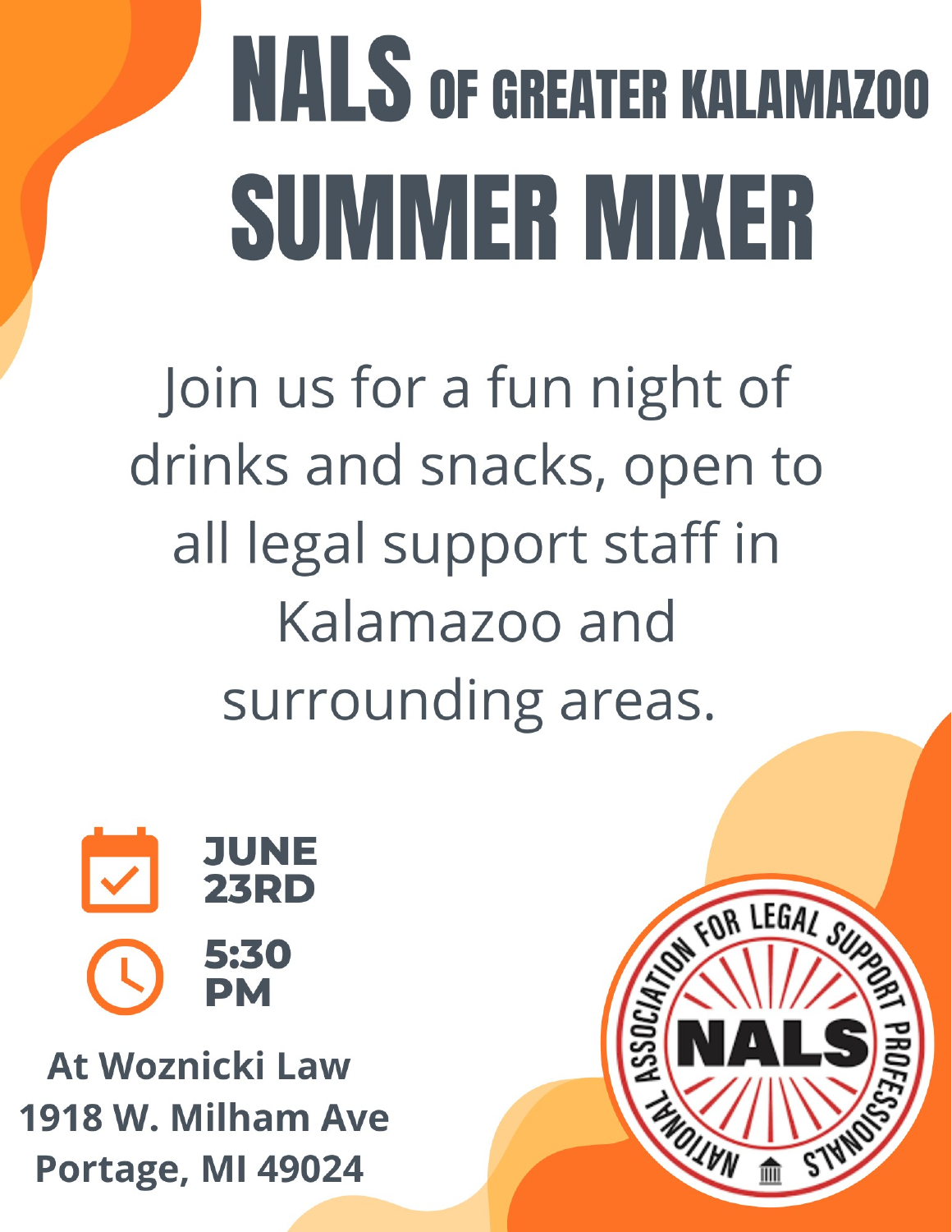# NALS OF GREATER KALAMAZOO

# SUMMER MIXER

Join us for a fun night of drinks and snacks, open to all legal support staff in Kalamazoo and surrounding areas.

**JUNE 23RD**

**5:30 PM**

**At Woznicki Law**
**1918 W. Milham Ave**
**Portage, MI 49024**

NATIONAL ASSOCIATION FOR LEGAL SUPPORT PROFESSIONALS

NALS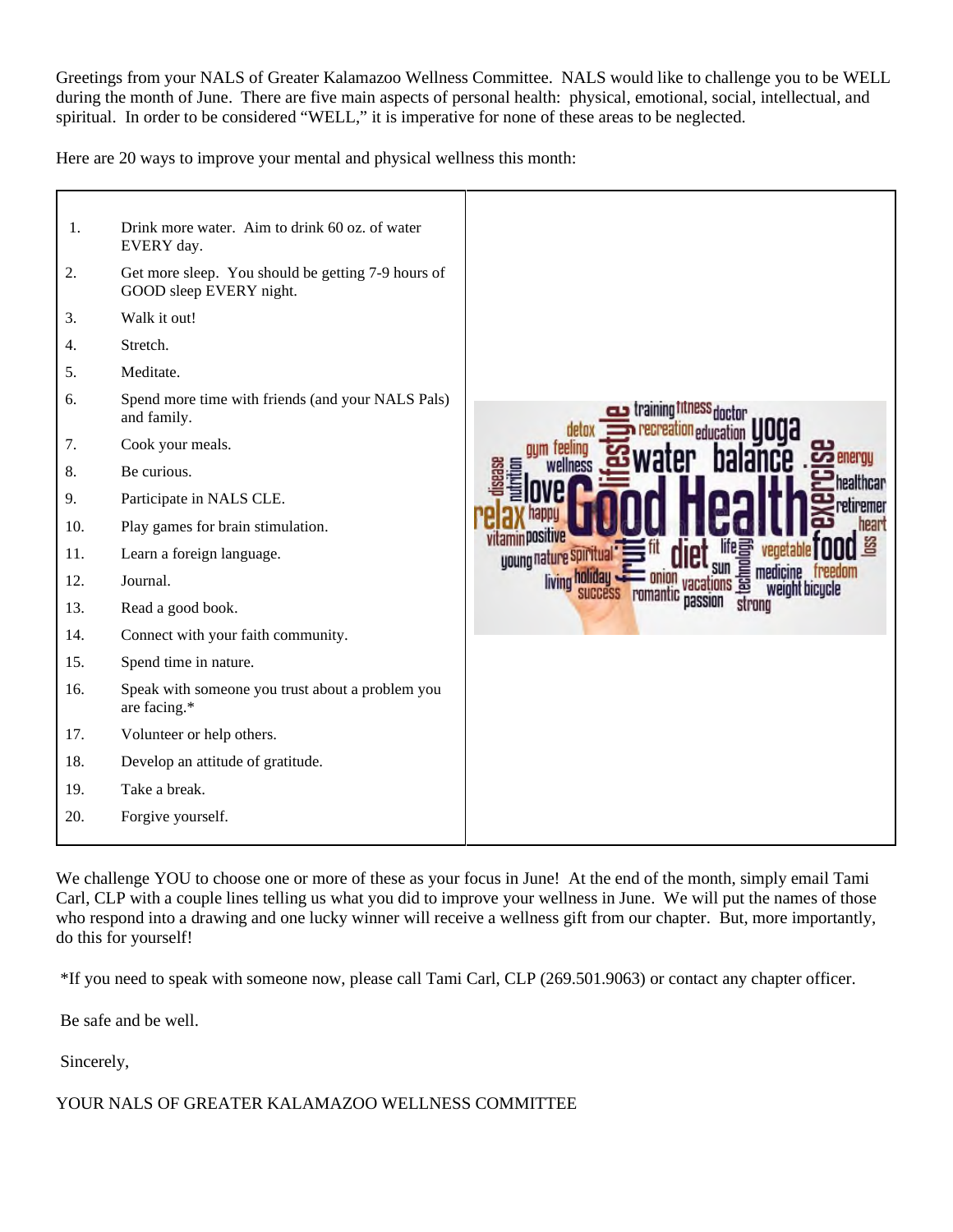Greetings from your NALS of Greater Kalamazoo Wellness Committee. NALS would like to challenge you to be WELL during the month of June. There are five main aspects of personal health: physical, emotional, social, intellectual, and spiritual. In order to be considered "WELL," it is imperative for none of these areas to be neglected.

Here are 20 ways to improve your mental and physical wellness this month:

1. Drink more water. Aim to drink 60 oz. of water EVERY day.
2. Get more sleep. You should be getting 7-9 hours of GOOD sleep EVERY night.
3. Walk it out!
4. Stretch.
5. Meditate.
6. Spend more time with friends (and your NALS Pals) and family.
7. Cook your meals.
8. Be curious.
9. Participate in NALS CLE.
10. Play games for brain stimulation.
11. Learn a foreign language.
12. Journal.
13. Read a good book.
14. Connect with your faith community.
15. Spend time in nature.
16. Speak with someone you trust about a problem you are facing.*
17. Volunteer or help others.
18. Develop an attitude of gratitude.
19. Take a break.
20. Forgive yourself.

We challenge YOU to choose one or more of these as your focus in June! At the end of the month, simply email Tami Carl, CLP with a couple lines telling us what you did to improve your wellness in June. We will put the names of those who respond into a drawing and one lucky winner will receive a wellness gift from our chapter. But, more importantly, do this for yourself!

*If you need to speak with someone now, please call Tami Carl, CLP (269.501.9063) or contact any chapter officer.

Be safe and be well.

Sincerely,

YOUR NALS OF GREATER KALAMAZOO WELLNESS COMMITTEE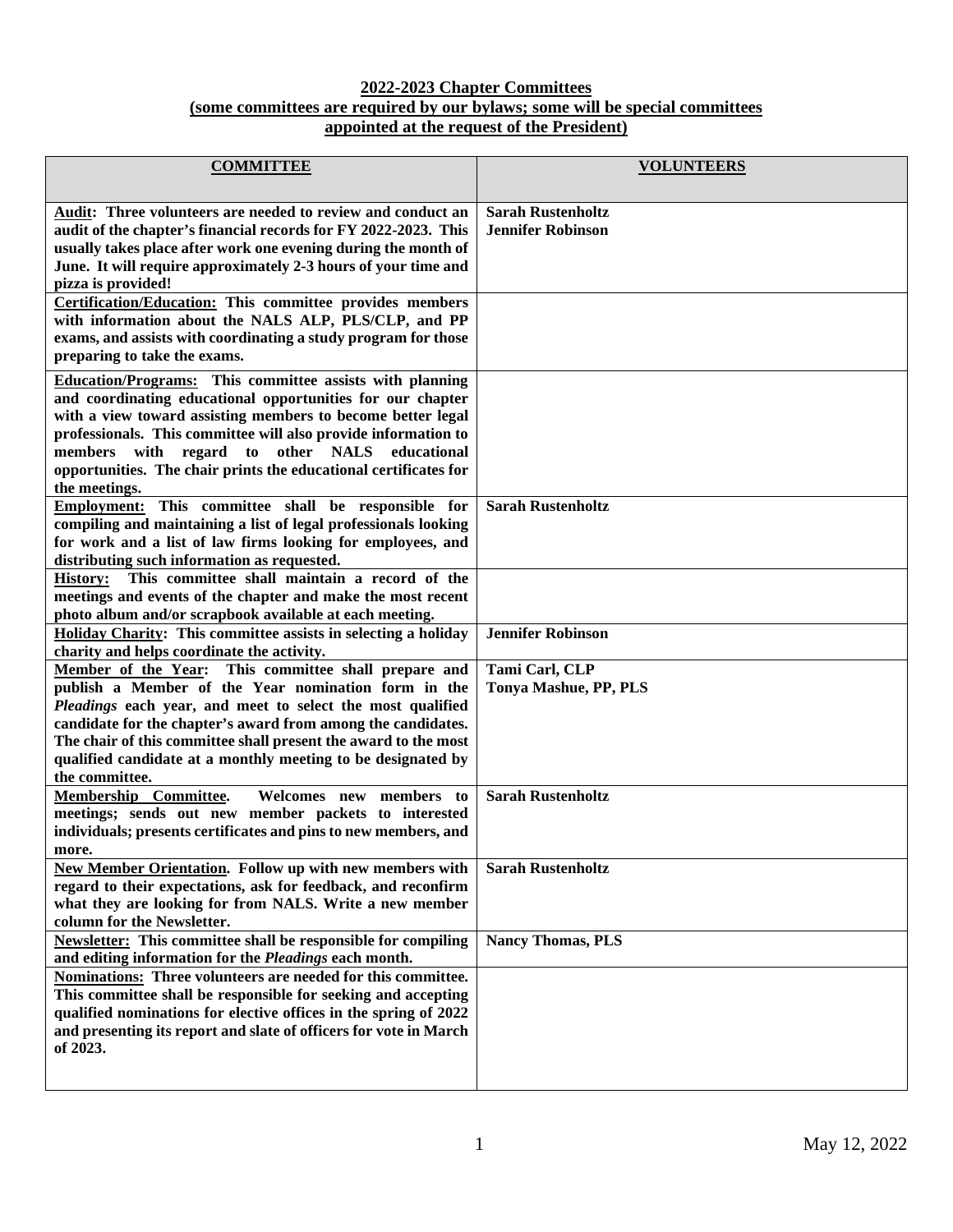**2022-2023 Chapter Committees**
**(some committees are required by our bylaws; some will be special committees appointed at the request of the President)**

| COMMITTEE | VOLUNTEERS |
|---|---|
| **Audit: Three volunteers are needed to review and conduct an audit of the chapter's financial records for FY 2022-2023. This usually takes place after work one evening during the month of June. It will require approximately 2-3 hours of your time and pizza is provided!** | **Sarah Rustenholtz**<br>**Jennifer Robinson** |
| **Certification/Education: This committee provides members with information about the NALS ALP, PLS/CLP, and PP exams, and assists with coordinating a study program for those preparing to take the exams.** | |
| **Education/Programs: This committee assists with planning and coordinating educational opportunities for our chapter with a view toward assisting members to become better legal professionals. This committee will also provide information to members with regard to other NALS educational opportunities. The chair prints the educational certificates for the meetings.** | |
| **Employment: This committee shall be responsible for compiling and maintaining a list of legal professionals looking for work and a list of law firms looking for employees, and distributing such information as requested.** | **Sarah Rustenholtz** |
| **History: This committee shall maintain a record of the meetings and events of the chapter and make the most recent photo album and/or scrapbook available at each meeting.** | |
| **Holiday Charity: This committee assists in selecting a holiday charity and helps coordinate the activity.** | **Jennifer Robinson** |
| **Member of the Year: This committee shall prepare and publish a Member of the Year nomination form in the *Pleadings* each year, and meet to select the most qualified candidate for the chapter's award from among the candidates. The chair of this committee shall present the award to the most qualified candidate at a monthly meeting to be designated by the committee.** | **Tami Carl, CLP**<br>**Tonya Mashue, PP, PLS** |
| **Membership Committee. Welcomes new members to meetings; sends out new member packets to interested individuals; presents certificates and pins to new members, and more.** | **Sarah Rustenholtz** |
| **New Member Orientation. Follow up with new members with regard to their expectations, ask for feedback, and reconfirm what they are looking for from NALS. Write a new member column for the Newsletter.** | **Sarah Rustenholtz** |
| **Newsletter: This committee shall be responsible for compiling and editing information for the *Pleadings* each month.** | **Nancy Thomas, PLS** |
| **Nominations: Three volunteers are needed for this committee. This committee shall be responsible for seeking and accepting qualified nominations for elective offices in the spring of 2022 and presenting its report and slate of officers for vote in March of 2023.** | |

May 12, 2022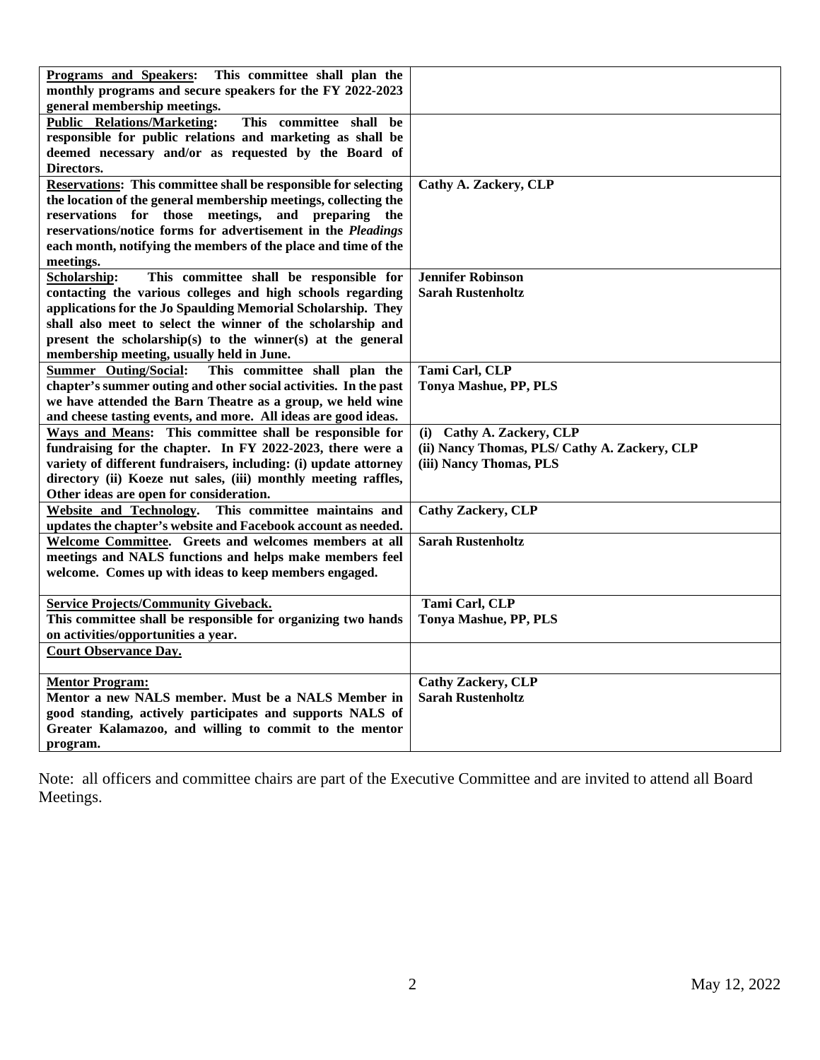| | |
|---|---|
| **Programs and Speakers: This committee shall plan the monthly programs and secure speakers for the FY 2022-2023 general membership meetings.** | |
| **Public Relations/Marketing: This committee shall be responsible for public relations and marketing as shall be deemed necessary and/or as requested by the Board of Directors.** | |
| **Reservations: This committee shall be responsible for selecting the location of the general membership meetings, collecting the reservations for those meetings, and preparing the reservations/notice forms for advertisement in the *Pleadings* each month, notifying the members of the place and time of the meetings.** | **Cathy A. Zackery, CLP** |
| **Scholarship: This committee shall be responsible for contacting the various colleges and high schools regarding applications for the Jo Spaulding Memorial Scholarship. They shall also meet to select the winner of the scholarship and present the scholarship(s) to the winner(s) at the general membership meeting, usually held in June.** | **Jennifer Robinson**<br>**Sarah Rustenholtz** |
| **Summer Outing/Social: This committee shall plan the chapter's summer outing and other social activities. In the past we have attended the Barn Theatre as a group, we held wine and cheese tasting events, and more. All ideas are good ideas.** | **Tami Carl, CLP**<br>**Tonya Mashue, PP, PLS** |
| **Ways and Means: This committee shall be responsible for fundraising for the chapter. In FY 2022-2023, there were a variety of different fundraisers, including: (i) update attorney directory (ii) Koeze nut sales, (iii) monthly meeting raffles, Other ideas are open for consideration.** | **(i) Cathy A. Zackery, CLP**<br>**(ii) Nancy Thomas, PLS/ Cathy A. Zackery, CLP**<br>**(iii) Nancy Thomas, PLS** |
| **Website and Technology. This committee maintains and updates the chapter's website and Facebook account as needed.** | **Cathy Zackery, CLP** |
| **Welcome Committee. Greets and welcomes members at all meetings and NALS functions and helps make members feel welcome. Comes up with ideas to keep members engaged.** | **Sarah Rustenholtz** |
| **Service Projects/Community Giveback.**<br>**This committee shall be responsible for organizing two hands on activities/opportunities a year.** | **Tami Carl, CLP**<br>**Tonya Mashue, PP, PLS** |
| **Court Observance Day.** | |
| **Mentor Program:**<br>**Mentor a new NALS member. Must be a NALS Member in good standing, actively participates and supports NALS of Greater Kalamazoo, and willing to commit to the mentor program.** | **Cathy Zackery, CLP**<br>**Sarah Rustenholtz** |

Note: all officers and committee chairs are part of the Executive Committee and are invited to attend all Board Meetings.

May 12, 2022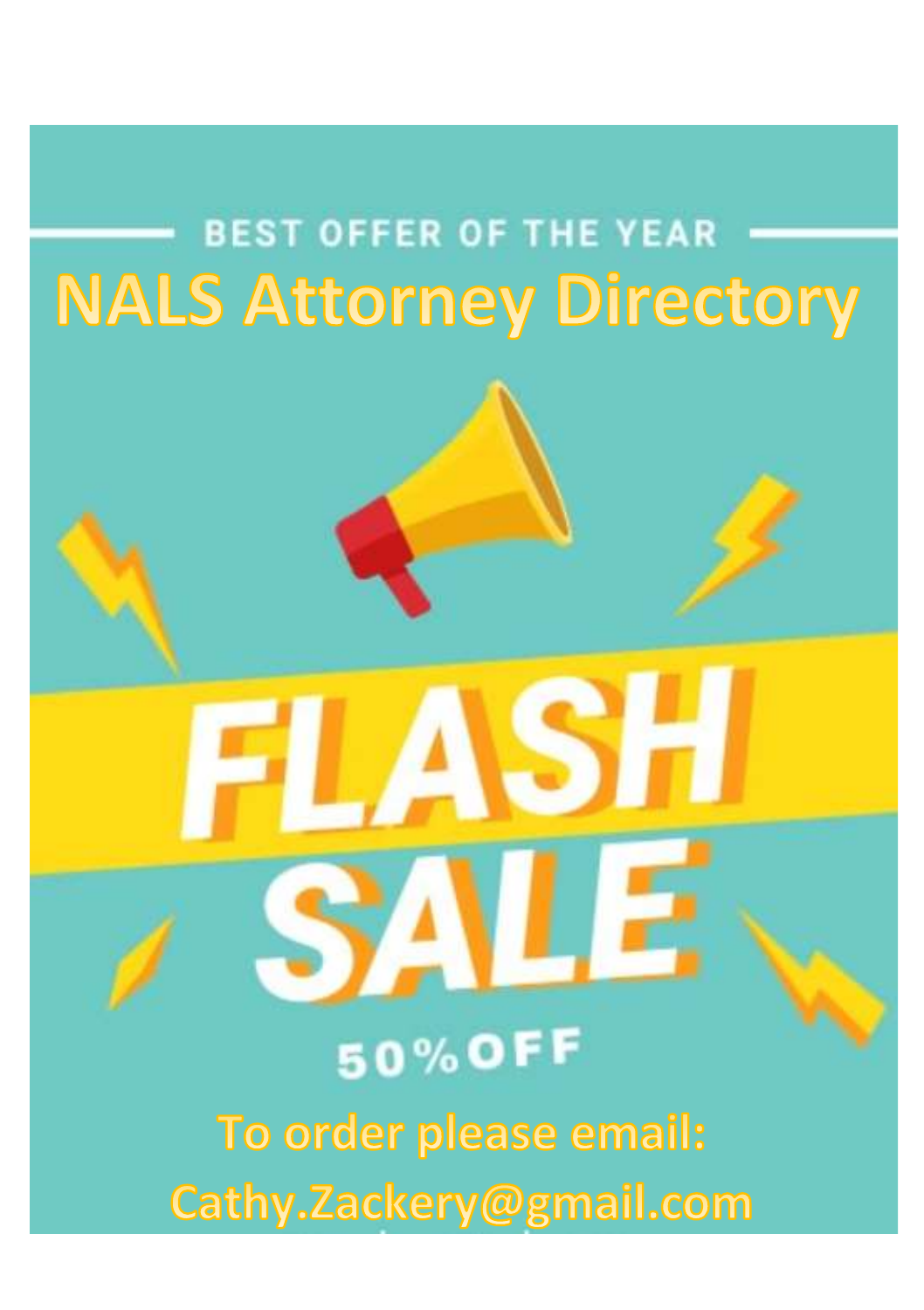BEST OFFER OF THE YEAR

# NALS Attorney Directory

# FLASH SALE

50%OFF

To order please email:

Cathy.Zackery@gmail.com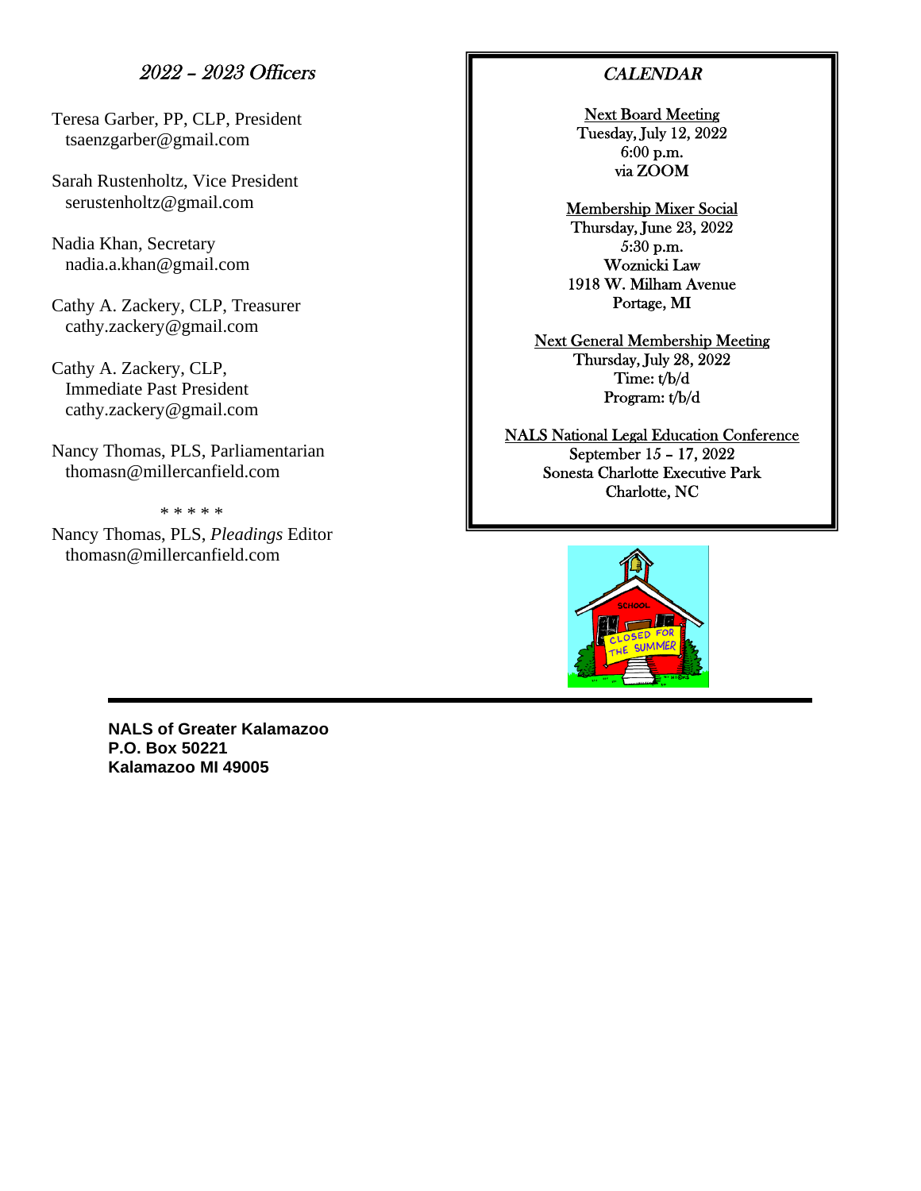## *2022 – 2023 Officers*

Teresa Garber, PP, CLP, President
tsaenzgarber@gmail.com

Sarah Rustenholtz, Vice President
serustenholtz@gmail.com

Nadia Khan, Secretary
nadia.a.khan@gmail.com

Cathy A. Zackery, CLP, Treasurer
cathy.zackery@gmail.com

Cathy A. Zackery, CLP,
Immediate Past President
cathy.zackery@gmail.com

Nancy Thomas, PLS, Parliamentarian
thomasn@millercanfield.com

* * * * *

Nancy Thomas, PLS, *Pleadings* Editor
thomasn@millercanfield.com

## *CALENDAR*

Next Board Meeting
Tuesday, July 12, 2022
6:00 p.m.
via ZOOM

Membership Mixer Social
Thursday, June 23, 2022
5:30 p.m.
Woznicki Law
1918 W. Milham Avenue
Portage, MI

Next General Membership Meeting
Thursday, July 28, 2022
Time: t/b/d
Program: t/b/d

NALS National Legal Education Conference
September 15 – 17, 2022
Sonesta Charlotte Executive Park
Charlotte, NC

---

**NALS of Greater Kalamazoo**
**P.O. Box 50221**
**Kalamazoo MI 49005**